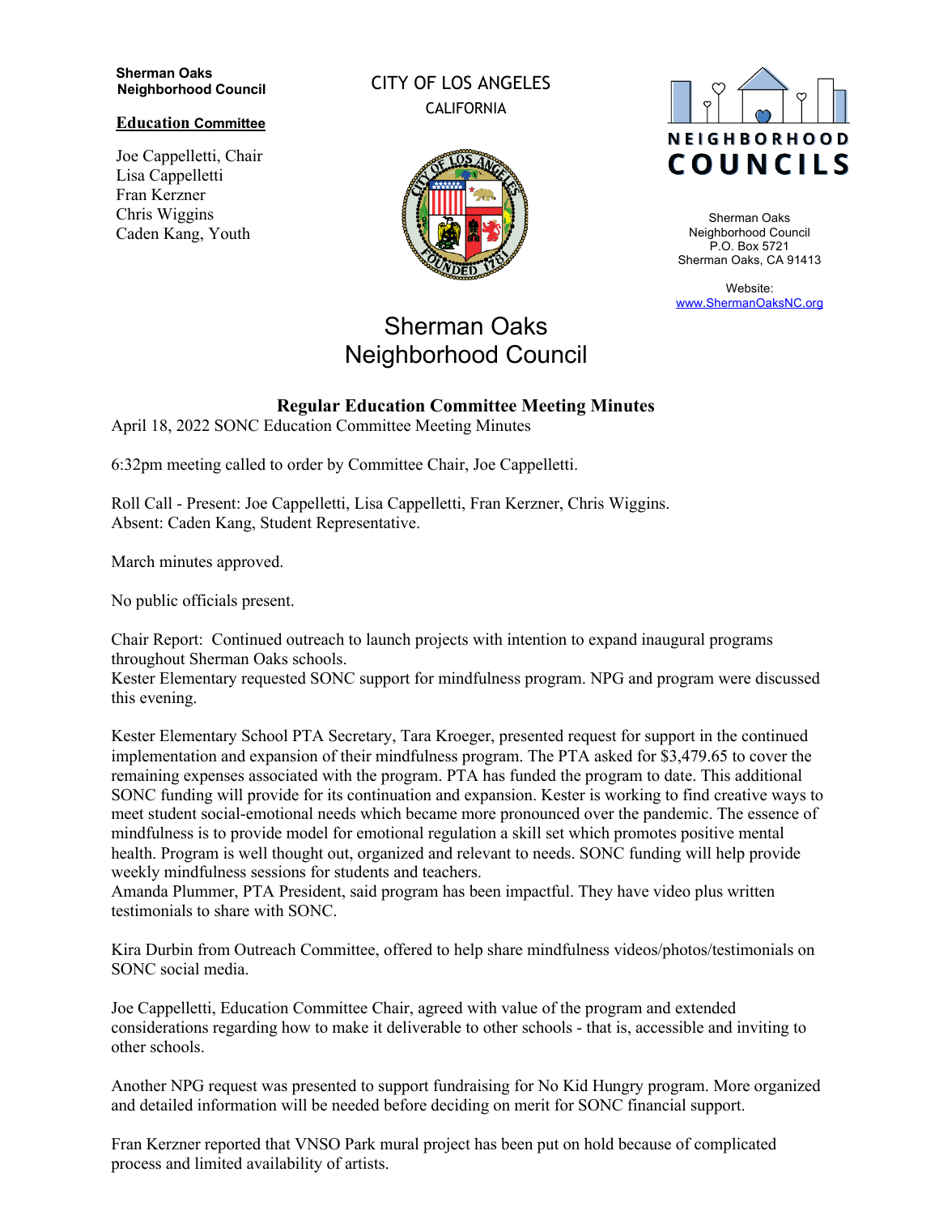**Sherman Oaks Neighborhood Council**

**Education Committee**

Joe Cappelletti, Chair
Lisa Cappelletti
Fran Kerzner
Chris Wiggins
Caden Kang, Youth

CITY OF LOS ANGELES
CALIFORNIA

NEIGHBORHOOD COUNCILS

Sherman Oaks
Neighborhood Council
P.O. Box 5721
Sherman Oaks, CA 91413

Website:
www.ShermanOaksNC.org

# Sherman Oaks Neighborhood Council

## Regular Education Committee Meeting Minutes

April 18, 2022 SONC Education Committee Meeting Minutes

6:32pm meeting called to order by Committee Chair, Joe Cappelletti.

Roll Call - Present: Joe Cappelletti, Lisa Cappelletti, Fran Kerzner, Chris Wiggins.
Absent: Caden Kang, Student Representative.

March minutes approved.

No public officials present.

Chair Report: Continued outreach to launch projects with intention to expand inaugural programs throughout Sherman Oaks schools.
Kester Elementary requested SONC support for mindfulness program. NPG and program were discussed this evening.

Kester Elementary School PTA Secretary, Tara Kroeger, presented request for support in the continued implementation and expansion of their mindfulness program. The PTA asked for $3,479.65 to cover the remaining expenses associated with the program. PTA has funded the program to date. This additional SONC funding will provide for its continuation and expansion. Kester is working to find creative ways to meet student social-emotional needs which became more pronounced over the pandemic. The essence of mindfulness is to provide model for emotional regulation a skill set which promotes positive mental health. Program is well thought out, organized and relevant to needs. SONC funding will help provide weekly mindfulness sessions for students and teachers.
Amanda Plummer, PTA President, said program has been impactful. They have video plus written testimonials to share with SONC.

Kira Durbin from Outreach Committee, offered to help share mindfulness videos/photos/testimonials on SONC social media.

Joe Cappelletti, Education Committee Chair, agreed with value of the program and extended considerations regarding how to make it deliverable to other schools - that is, accessible and inviting to other schools.

Another NPG request was presented to support fundraising for No Kid Hungry program. More organized and detailed information will be needed before deciding on merit for SONC financial support.

Fran Kerzner reported that VNSO Park mural project has been put on hold because of complicated process and limited availability of artists.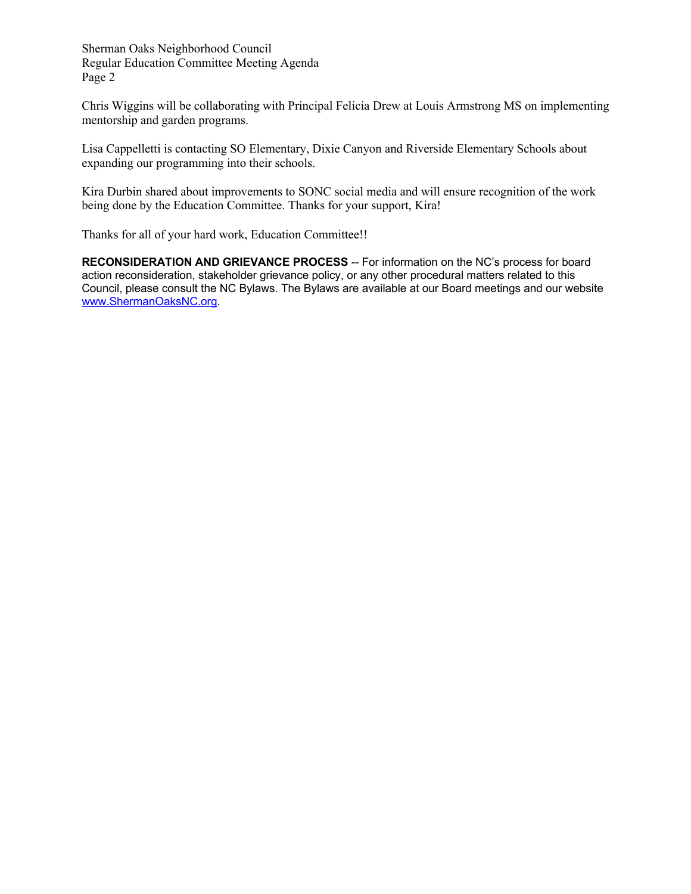Chris Wiggins will be collaborating with Principal Felicia Drew at Louis Armstrong MS on implementing mentorship and garden programs.

Lisa Cappelletti is contacting SO Elementary, Dixie Canyon and Riverside Elementary Schools about expanding our programming into their schools.

Kira Durbin shared about improvements to SONC social media and will ensure recognition of the work being done by the Education Committee. Thanks for your support, Kira!

Thanks for all of your hard work, Education Committee!!

**RECONSIDERATION AND GRIEVANCE PROCESS** -- For information on the NC's process for board action reconsideration, stakeholder grievance policy, or any other procedural matters related to this Council, please consult the NC Bylaws. The Bylaws are available at our Board meetings and our website [www.ShermanOaksNC.org](http://www.ShermanOaksNC.org).